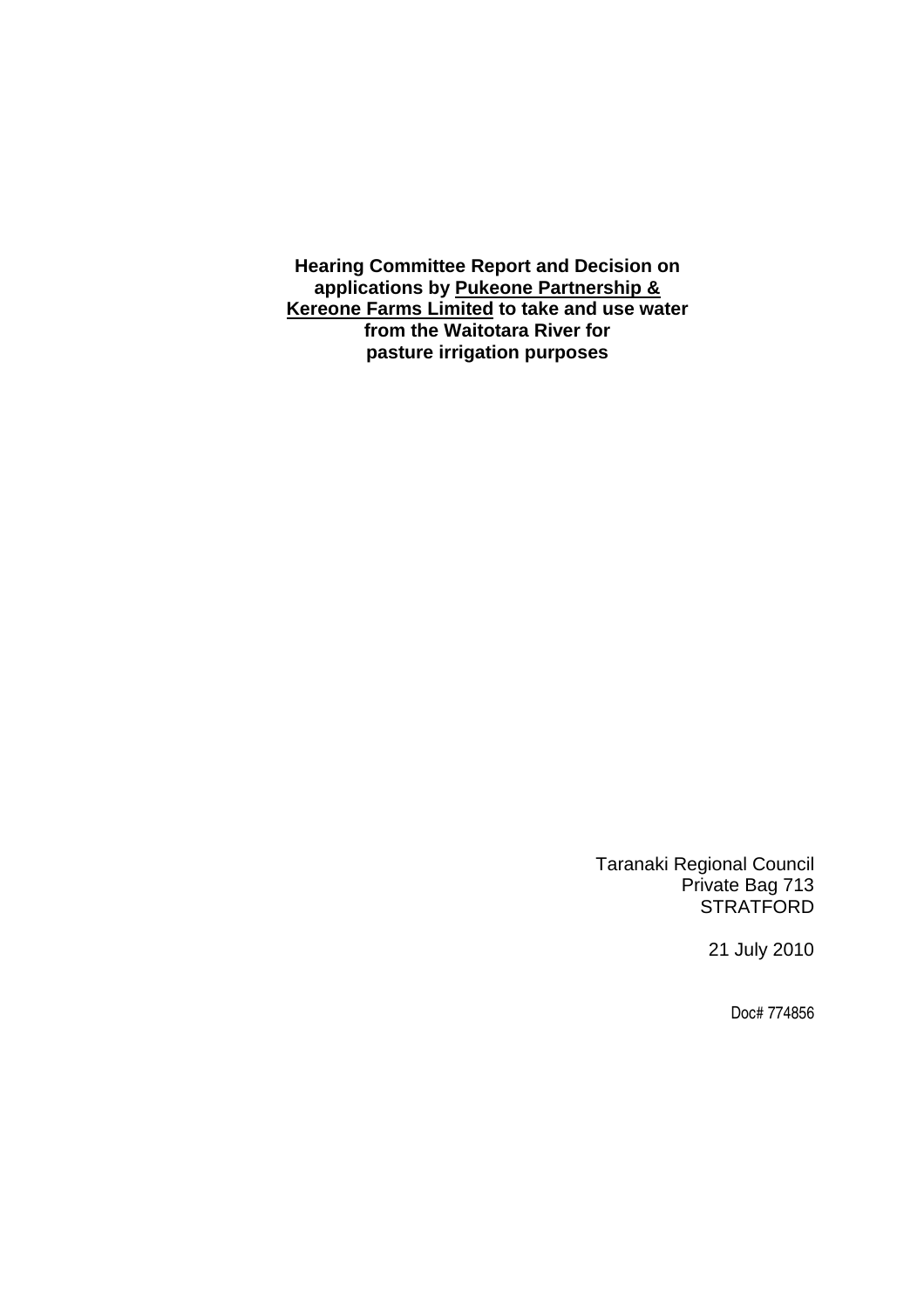**Hearing Committee Report and Decision on applications by <u>Pukeone Partnership & Kereone Farms Limited</u> to take and use water from the Waitotara River for pasture irrigation purposes**

Taranaki Regional Council
Private Bag 713
STRATFORD

21 July 2010

Doc# 774856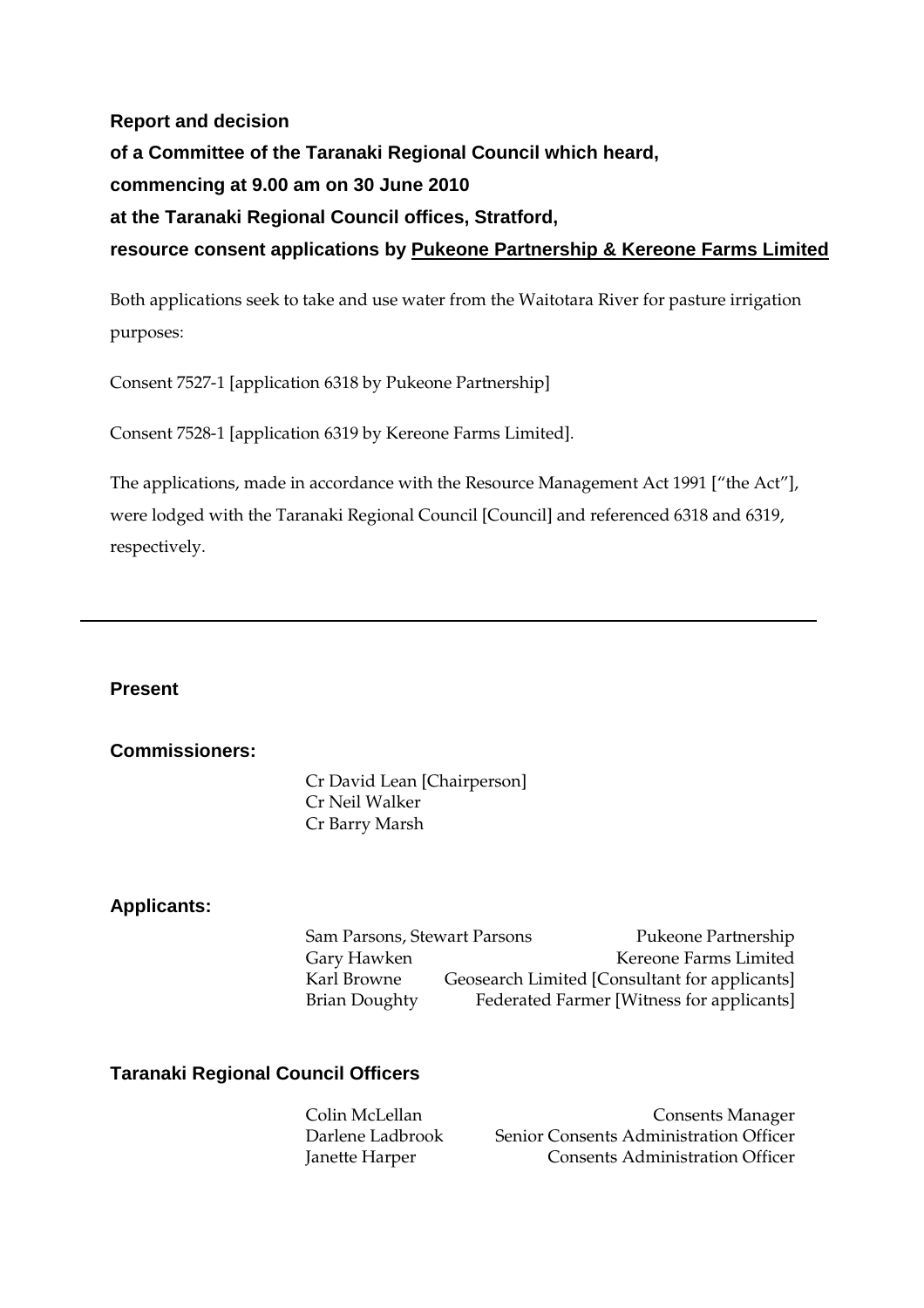**Report and decision**

**of a Committee of the Taranaki Regional Council which heard,**

**commencing at 9.00 am on 30 June 2010**

**at the Taranaki Regional Council offices, Stratford,**

**resource consent applications by Pukeone Partnership & Kereone Farms Limited**

Both applications seek to take and use water from the Waitotara River for pasture irrigation purposes:

Consent 7527-1 [application 6318 by Pukeone Partnership]

Consent 7528-1 [application 6319 by Kereone Farms Limited].

The applications, made in accordance with the Resource Management Act 1991 ["the Act"], were lodged with the Taranaki Regional Council [Council] and referenced 6318 and 6319, respectively.

---

**Present**

**Commissioners:**

Cr David Lean [Chairperson]
Cr Neil Walker
Cr Barry Marsh

**Applicants:**

| | |
|---|---|
| Sam Parsons, Stewart Parsons | Pukeone Partnership |
| Gary Hawken | Kereone Farms Limited |
| Karl Browne | Geosearch Limited [Consultant for applicants] |
| Brian Doughty | Federated Farmer [Witness for applicants] |

**Taranaki Regional Council Officers**

| | |
|---|---|
| Colin McLellan | Consents Manager |
| Darlene Ladbrook | Senior Consents Administration Officer |
| Janette Harper | Consents Administration Officer |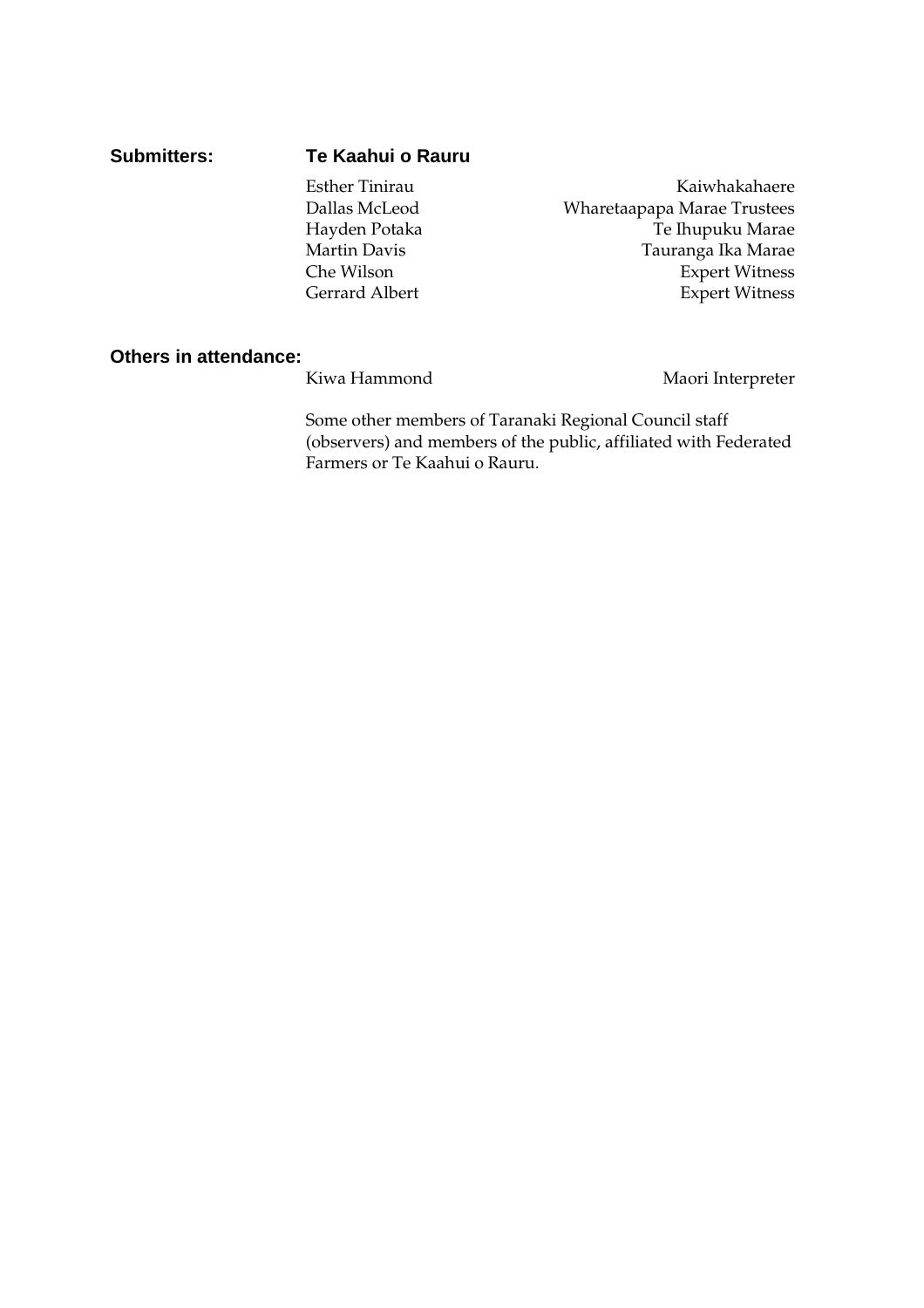**Submitters:** **Te Kaahui o Rauru**

| | |
|---|---|
| Esther Tinirau | Kaiwhakahaere |
| Dallas McLeod | Wharetaapapa Marae Trustees |
| Hayden Potaka | Te Ihupuku Marae |
| Martin Davis | Tauranga Ika Marae |
| Che Wilson | Expert Witness |
| Gerrard Albert | Expert Witness |

**Others in attendance:**

| | |
|---|---|
| Kiwa Hammond | Maori Interpreter |

Some other members of Taranaki Regional Council staff (observers) and members of the public, affiliated with Federated Farmers or Te Kaahui o Rauru.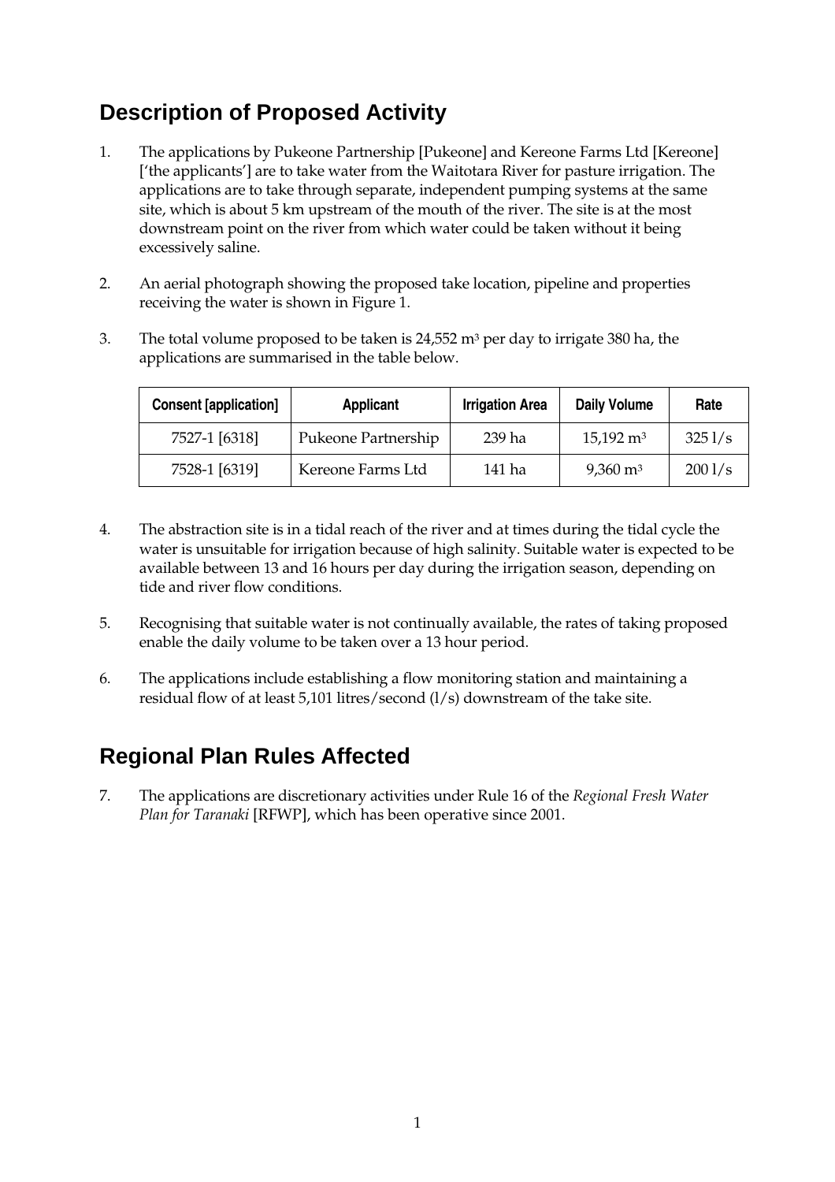## Description of Proposed Activity

1. The applications by Pukeone Partnership [Pukeone] and Kereone Farms Ltd [Kereone] ['the applicants'] are to take water from the Waitotara River for pasture irrigation. The applications are to take through separate, independent pumping systems at the same site, which is about 5 km upstream of the mouth of the river. The site is at the most downstream point on the river from which water could be taken without it being excessively saline.

2. An aerial photograph showing the proposed take location, pipeline and properties receiving the water is shown in Figure 1.

3. The total volume proposed to be taken is 24,552 $m^3$ per day to irrigate 380 ha, the applications are summarised in the table below.

| Consent [application] | Applicant | Irrigation Area | Daily Volume | Rate |
|---|---|---|---|---|
| 7527-1 [6318] | Pukeone Partnership | 239 ha | 15,192 $m^3$ | 325 l/s |
| 7528-1 [6319] | Kereone Farms Ltd | 141 ha | 9,360 $m^3$ | 200 l/s |

4. The abstraction site is in a tidal reach of the river and at times during the tidal cycle the water is unsuitable for irrigation because of high salinity. Suitable water is expected to be available between 13 and 16 hours per day during the irrigation season, depending on tide and river flow conditions.

5. Recognising that suitable water is not continually available, the rates of taking proposed enable the daily volume to be taken over a 13 hour period.

6. The applications include establishing a flow monitoring station and maintaining a residual flow of at least 5,101 litres/second (l/s) downstream of the take site.

## Regional Plan Rules Affected

7. The applications are discretionary activities under Rule 16 of the *Regional Fresh Water Plan for Taranaki* [RFWP], which has been operative since 2001.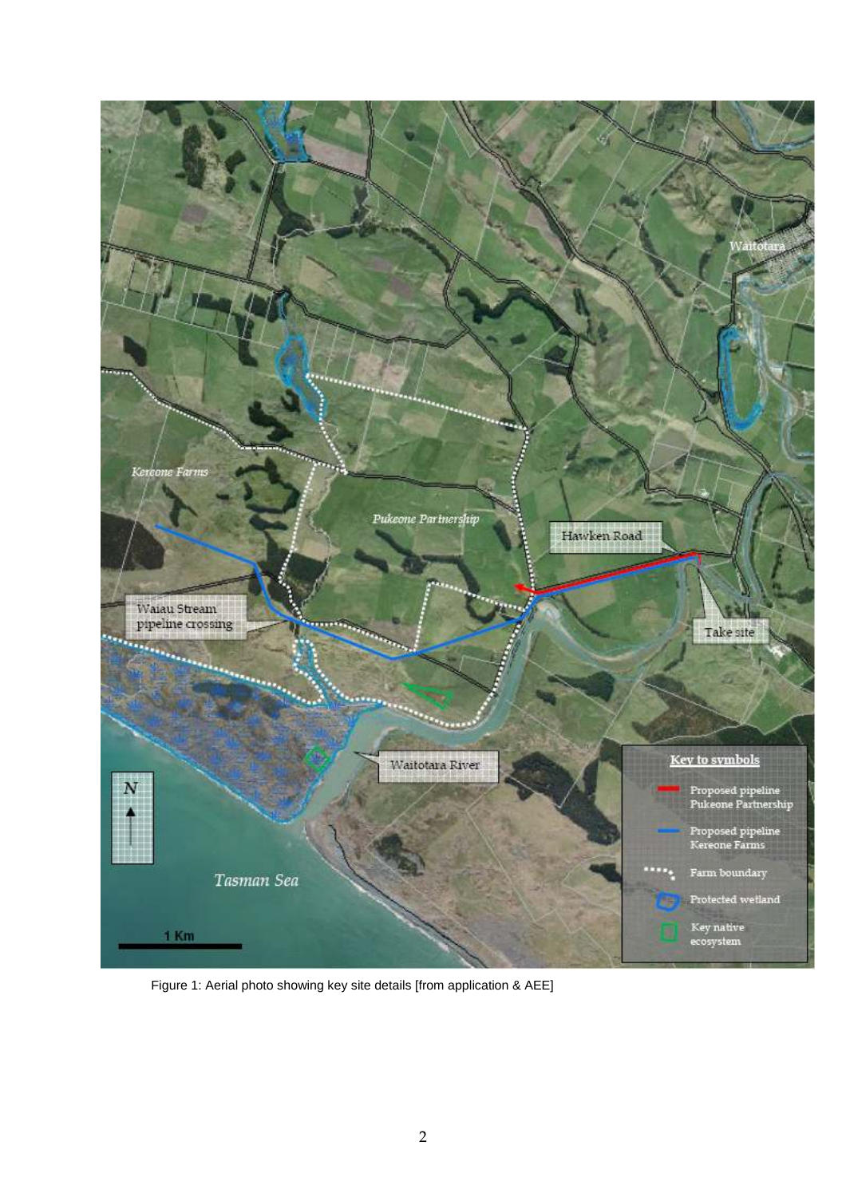Figure 1: Aerial photo showing key site details [from application & AEE]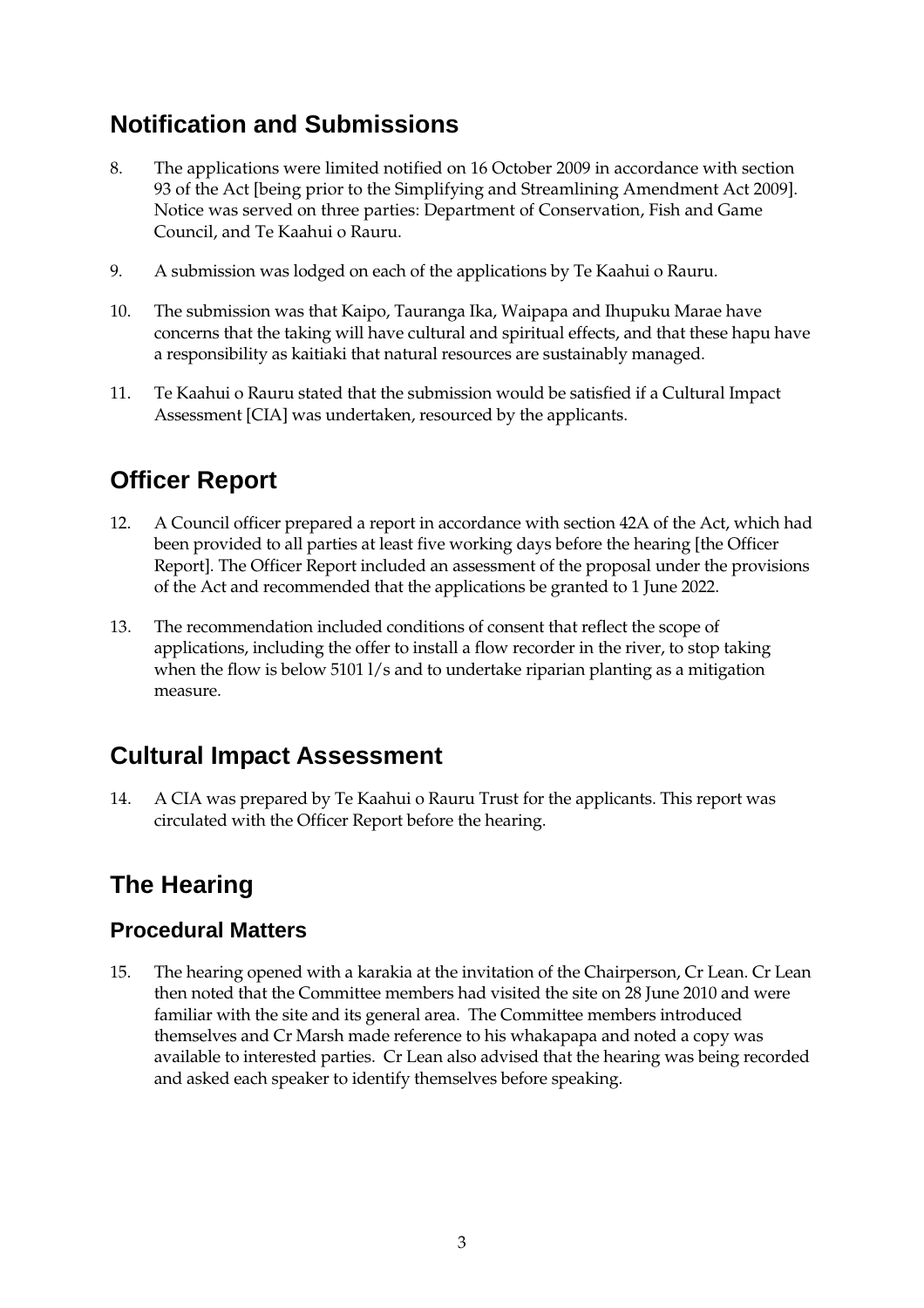## Notification and Submissions

8. The applications were limited notified on 16 October 2009 in accordance with section 93 of the Act [being prior to the Simplifying and Streamlining Amendment Act 2009]. Notice was served on three parties: Department of Conservation, Fish and Game Council, and Te Kaahui o Rauru.

9. A submission was lodged on each of the applications by Te Kaahui o Rauru.

10. The submission was that Kaipo, Tauranga Ika, Waipapa and Ihupuku Marae have concerns that the taking will have cultural and spiritual effects, and that these hapu have a responsibility as kaitiaki that natural resources are sustainably managed.

11. Te Kaahui o Rauru stated that the submission would be satisfied if a Cultural Impact Assessment [CIA] was undertaken, resourced by the applicants.

## Officer Report

12. A Council officer prepared a report in accordance with section 42A of the Act, which had been provided to all parties at least five working days before the hearing [the Officer Report]. The Officer Report included an assessment of the proposal under the provisions of the Act and recommended that the applications be granted to 1 June 2022.

13. The recommendation included conditions of consent that reflect the scope of applications, including the offer to install a flow recorder in the river, to stop taking when the flow is below 5101 l/s and to undertake riparian planting as a mitigation measure.

## Cultural Impact Assessment

14. A CIA was prepared by Te Kaahui o Rauru Trust for the applicants. This report was circulated with the Officer Report before the hearing.

## The Hearing

### Procedural Matters

15. The hearing opened with a karakia at the invitation of the Chairperson, Cr Lean. Cr Lean then noted that the Committee members had visited the site on 28 June 2010 and were familiar with the site and its general area. The Committee members introduced themselves and Cr Marsh made reference to his whakapapa and noted a copy was available to interested parties. Cr Lean also advised that the hearing was being recorded and asked each speaker to identify themselves before speaking.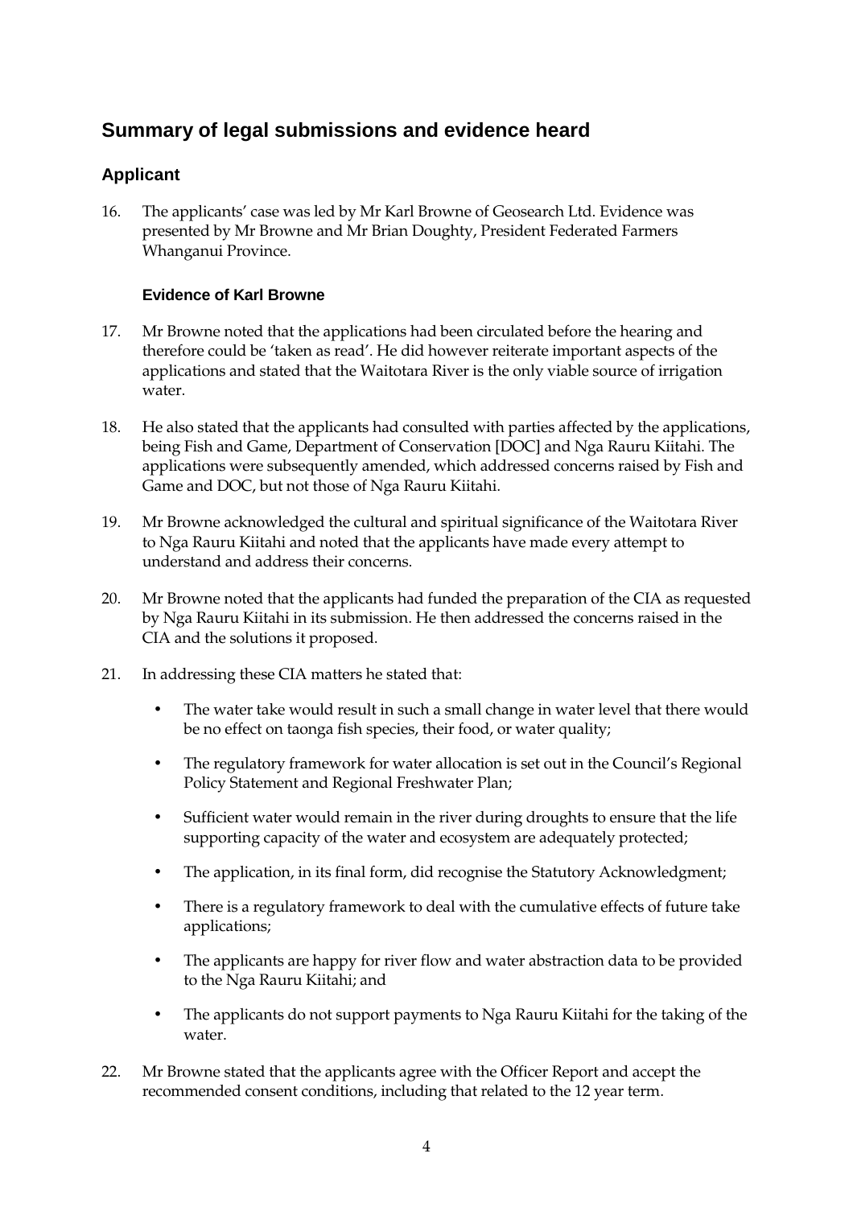## Summary of legal submissions and evidence heard

### Applicant

16. The applicants' case was led by Mr Karl Browne of Geosearch Ltd. Evidence was presented by Mr Browne and Mr Brian Doughty, President Federated Farmers Whanganui Province.

#### Evidence of Karl Browne

17. Mr Browne noted that the applications had been circulated before the hearing and therefore could be 'taken as read'. He did however reiterate important aspects of the applications and stated that the Waitotara River is the only viable source of irrigation water.

18. He also stated that the applicants had consulted with parties affected by the applications, being Fish and Game, Department of Conservation [DOC] and Nga Rauru Kiitahi. The applications were subsequently amended, which addressed concerns raised by Fish and Game and DOC, but not those of Nga Rauru Kiitahi.

19. Mr Browne acknowledged the cultural and spiritual significance of the Waitotara River to Nga Rauru Kiitahi and noted that the applicants have made every attempt to understand and address their concerns.

20. Mr Browne noted that the applicants had funded the preparation of the CIA as requested by Nga Rauru Kiitahi in its submission. He then addressed the concerns raised in the CIA and the solutions it proposed.

21. In addressing these CIA matters he stated that:

    - The water take would result in such a small change in water level that there would be no effect on taonga fish species, their food, or water quality;
    - The regulatory framework for water allocation is set out in the Council's Regional Policy Statement and Regional Freshwater Plan;
    - Sufficient water would remain in the river during droughts to ensure that the life supporting capacity of the water and ecosystem are adequately protected;
    - The application, in its final form, did recognise the Statutory Acknowledgment;
    - There is a regulatory framework to deal with the cumulative effects of future take applications;
    - The applicants are happy for river flow and water abstraction data to be provided to the Nga Rauru Kiitahi; and
    - The applicants do not support payments to Nga Rauru Kiitahi for the taking of the water.

22. Mr Browne stated that the applicants agree with the Officer Report and accept the recommended consent conditions, including that related to the 12 year term.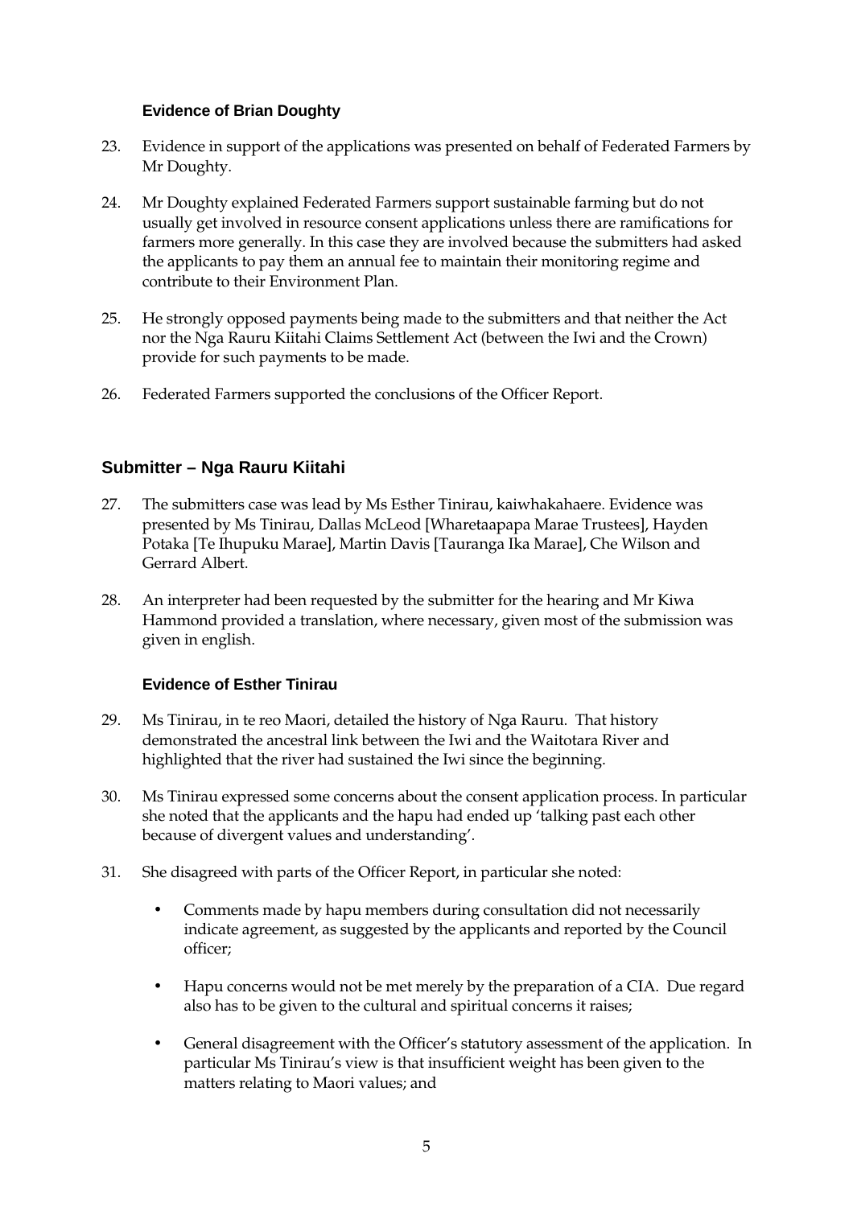### Evidence of Brian Doughty

23. Evidence in support of the applications was presented on behalf of Federated Farmers by Mr Doughty.

24. Mr Doughty explained Federated Farmers support sustainable farming but do not usually get involved in resource consent applications unless there are ramifications for farmers more generally. In this case they are involved because the submitters had asked the applicants to pay them an annual fee to maintain their monitoring regime and contribute to their Environment Plan.

25. He strongly opposed payments being made to the submitters and that neither the Act nor the Nga Rauru Kiitahi Claims Settlement Act (between the Iwi and the Crown) provide for such payments to be made.

26. Federated Farmers supported the conclusions of the Officer Report.

## Submitter – Nga Rauru Kiitahi

27. The submitters case was lead by Ms Esther Tinirau, kaiwhakahaere. Evidence was presented by Ms Tinirau, Dallas McLeod [Wharetaapapa Marae Trustees], Hayden Potaka [Te Ihupuku Marae], Martin Davis [Tauranga Ika Marae], Che Wilson and Gerrard Albert.

28. An interpreter had been requested by the submitter for the hearing and Mr Kiwa Hammond provided a translation, where necessary, given most of the submission was given in english.

### Evidence of Esther Tinirau

29. Ms Tinirau, in te reo Maori, detailed the history of Nga Rauru. That history demonstrated the ancestral link between the Iwi and the Waitotara River and highlighted that the river had sustained the Iwi since the beginning.

30. Ms Tinirau expressed some concerns about the consent application process. In particular she noted that the applicants and the hapu had ended up 'talking past each other because of divergent values and understanding'.

31. She disagreed with parts of the Officer Report, in particular she noted:

    - Comments made by hapu members during consultation did not necessarily indicate agreement, as suggested by the applicants and reported by the Council officer;

    - Hapu concerns would not be met merely by the preparation of a CIA. Due regard also has to be given to the cultural and spiritual concerns it raises;

    - General disagreement with the Officer's statutory assessment of the application. In particular Ms Tinirau's view is that insufficient weight has been given to the matters relating to Maori values; and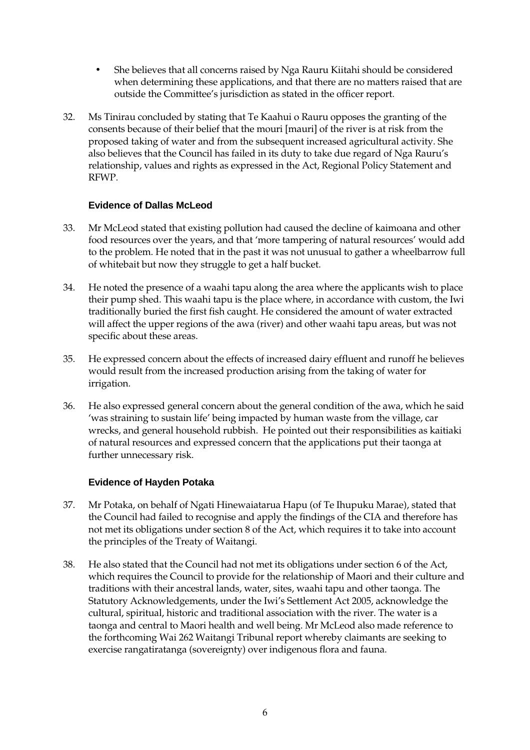- She believes that all concerns raised by Nga Rauru Kiitahi should be considered when determining these applications, and that there are no matters raised that are outside the Committee's jurisdiction as stated in the officer report.

32. Ms Tinirau concluded by stating that Te Kaahui o Rauru opposes the granting of the consents because of their belief that the mouri [mauri] of the river is at risk from the proposed taking of water and from the subsequent increased agricultural activity. She also believes that the Council has failed in its duty to take due regard of Nga Rauru's relationship, values and rights as expressed in the Act, Regional Policy Statement and RFWP.

### Evidence of Dallas McLeod

33. Mr McLeod stated that existing pollution had caused the decline of kaimoana and other food resources over the years, and that 'more tampering of natural resources' would add to the problem. He noted that in the past it was not unusual to gather a wheelbarrow full of whitebait but now they struggle to get a half bucket.

34. He noted the presence of a waahi tapu along the area where the applicants wish to place their pump shed. This waahi tapu is the place where, in accordance with custom, the Iwi traditionally buried the first fish caught. He considered the amount of water extracted will affect the upper regions of the awa (river) and other waahi tapu areas, but was not specific about these areas.

35. He expressed concern about the effects of increased dairy effluent and runoff he believes would result from the increased production arising from the taking of water for irrigation.

36. He also expressed general concern about the general condition of the awa, which he said 'was straining to sustain life' being impacted by human waste from the village, car wrecks, and general household rubbish. He pointed out their responsibilities as kaitiaki of natural resources and expressed concern that the applications put their taonga at further unnecessary risk.

### Evidence of Hayden Potaka

37. Mr Potaka, on behalf of Ngati Hinewaiatarua Hapu (of Te Ihupuku Marae), stated that the Council had failed to recognise and apply the findings of the CIA and therefore has not met its obligations under section 8 of the Act, which requires it to take into account the principles of the Treaty of Waitangi.

38. He also stated that the Council had not met its obligations under section 6 of the Act, which requires the Council to provide for the relationship of Maori and their culture and traditions with their ancestral lands, water, sites, waahi tapu and other taonga. The Statutory Acknowledgements, under the Iwi's Settlement Act 2005, acknowledge the cultural, spiritual, historic and traditional association with the river. The water is a taonga and central to Maori health and well being. Mr McLeod also made reference to the forthcoming Wai 262 Waitangi Tribunal report whereby claimants are seeking to exercise rangatiratanga (sovereignty) over indigenous flora and fauna.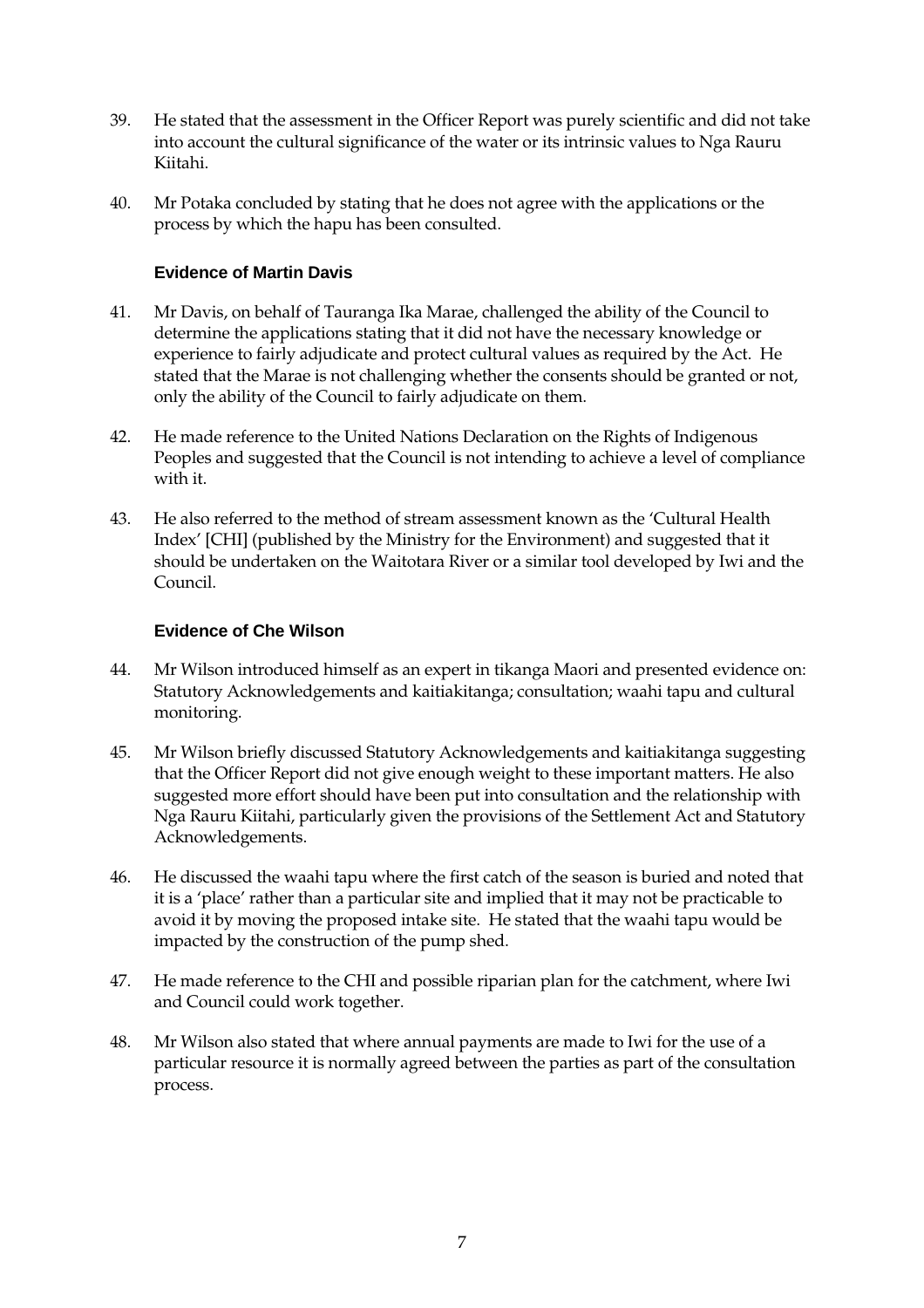39. He stated that the assessment in the Officer Report was purely scientific and did not take into account the cultural significance of the water or its intrinsic values to Nga Rauru Kiitahi.

40. Mr Potaka concluded by stating that he does not agree with the applications or the process by which the hapu has been consulted.

### Evidence of Martin Davis

41. Mr Davis, on behalf of Tauranga Ika Marae, challenged the ability of the Council to determine the applications stating that it did not have the necessary knowledge or experience to fairly adjudicate and protect cultural values as required by the Act. He stated that the Marae is not challenging whether the consents should be granted or not, only the ability of the Council to fairly adjudicate on them.

42. He made reference to the United Nations Declaration on the Rights of Indigenous Peoples and suggested that the Council is not intending to achieve a level of compliance with it.

43. He also referred to the method of stream assessment known as the 'Cultural Health Index' [CHI] (published by the Ministry for the Environment) and suggested that it should be undertaken on the Waitotara River or a similar tool developed by Iwi and the Council.

### Evidence of Che Wilson

44. Mr Wilson introduced himself as an expert in tikanga Maori and presented evidence on: Statutory Acknowledgements and kaitiakitanga; consultation; waahi tapu and cultural monitoring.

45. Mr Wilson briefly discussed Statutory Acknowledgements and kaitiakitanga suggesting that the Officer Report did not give enough weight to these important matters. He also suggested more effort should have been put into consultation and the relationship with Nga Rauru Kiitahi, particularly given the provisions of the Settlement Act and Statutory Acknowledgements.

46. He discussed the waahi tapu where the first catch of the season is buried and noted that it is a 'place' rather than a particular site and implied that it may not be practicable to avoid it by moving the proposed intake site. He stated that the waahi tapu would be impacted by the construction of the pump shed.

47. He made reference to the CHI and possible riparian plan for the catchment, where Iwi and Council could work together.

48. Mr Wilson also stated that where annual payments are made to Iwi for the use of a particular resource it is normally agreed between the parties as part of the consultation process.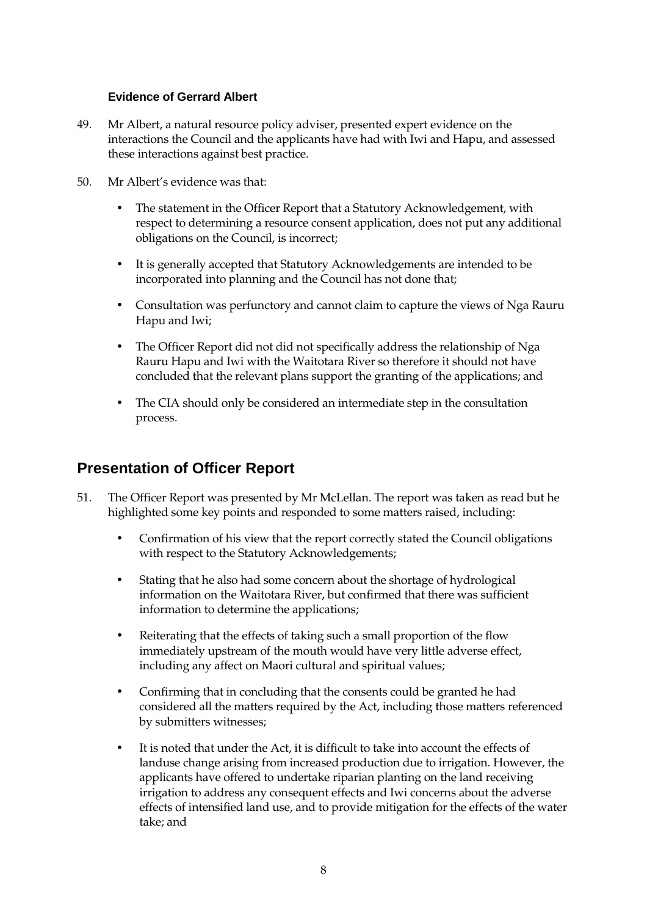### Evidence of Gerrard Albert

49. Mr Albert, a natural resource policy adviser, presented expert evidence on the interactions the Council and the applicants have had with Iwi and Hapu, and assessed these interactions against best practice.

50. Mr Albert's evidence was that:

   - The statement in the Officer Report that a Statutory Acknowledgement, with respect to determining a resource consent application, does not put any additional obligations on the Council, is incorrect;
   - It is generally accepted that Statutory Acknowledgements are intended to be incorporated into planning and the Council has not done that;
   - Consultation was perfunctory and cannot claim to capture the views of Nga Rauru Hapu and Iwi;
   - The Officer Report did not did not specifically address the relationship of Nga Rauru Hapu and Iwi with the Waitotara River so therefore it should not have concluded that the relevant plans support the granting of the applications; and
   - The CIA should only be considered an intermediate step in the consultation process.

## Presentation of Officer Report

51. The Officer Report was presented by Mr McLellan. The report was taken as read but he highlighted some key points and responded to some matters raised, including:

   - Confirmation of his view that the report correctly stated the Council obligations with respect to the Statutory Acknowledgements;
   - Stating that he also had some concern about the shortage of hydrological information on the Waitotara River, but confirmed that there was sufficient information to determine the applications;
   - Reiterating that the effects of taking such a small proportion of the flow immediately upstream of the mouth would have very little adverse effect, including any affect on Maori cultural and spiritual values;
   - Confirming that in concluding that the consents could be granted he had considered all the matters required by the Act, including those matters referenced by submitters witnesses;
   - It is noted that under the Act, it is difficult to take into account the effects of landuse change arising from increased production due to irrigation. However, the applicants have offered to undertake riparian planting on the land receiving irrigation to address any consequent effects and Iwi concerns about the adverse effects of intensified land use, and to provide mitigation for the effects of the water take; and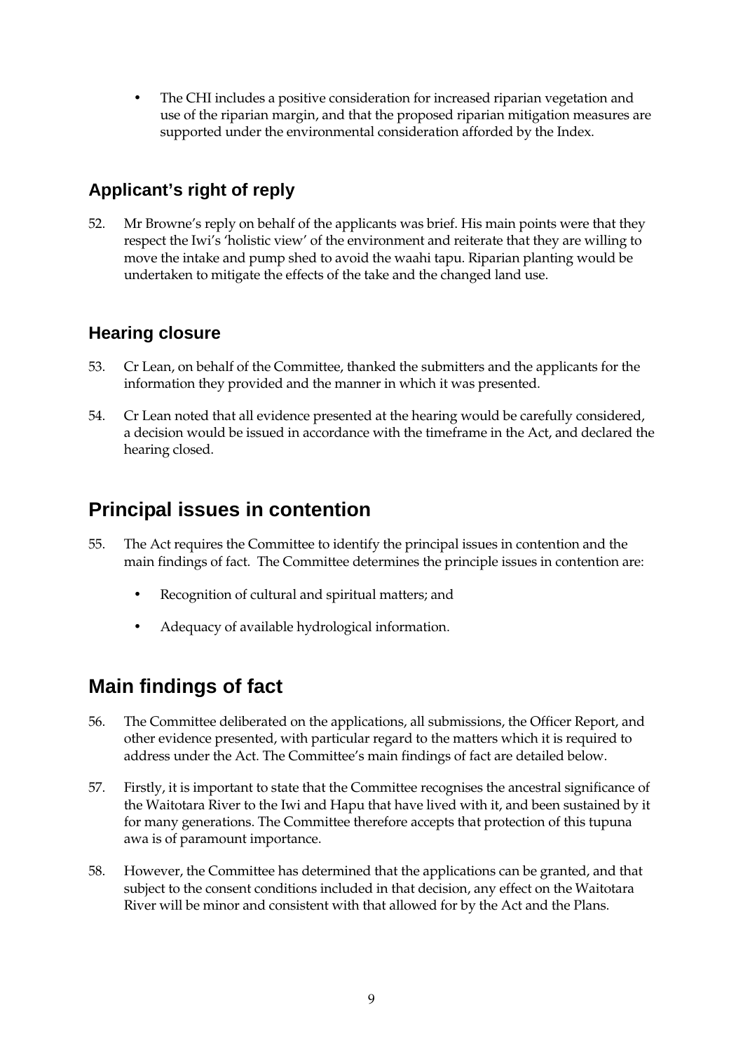- The CHI includes a positive consideration for increased riparian vegetation and use of the riparian margin, and that the proposed riparian mitigation measures are supported under the environmental consideration afforded by the Index.

### Applicant's right of reply

52. Mr Browne's reply on behalf of the applicants was brief. His main points were that they respect the Iwi's 'holistic view' of the environment and reiterate that they are willing to move the intake and pump shed to avoid the waahi tapu. Riparian planting would be undertaken to mitigate the effects of the take and the changed land use.

### Hearing closure

53. Cr Lean, on behalf of the Committee, thanked the submitters and the applicants for the information they provided and the manner in which it was presented.

54. Cr Lean noted that all evidence presented at the hearing would be carefully considered, a decision would be issued in accordance with the timeframe in the Act, and declared the hearing closed.

## Principal issues in contention

55. The Act requires the Committee to identify the principal issues in contention and the main findings of fact. The Committee determines the principle issues in contention are:

    - Recognition of cultural and spiritual matters; and
    - Adequacy of available hydrological information.

## Main findings of fact

56. The Committee deliberated on the applications, all submissions, the Officer Report, and other evidence presented, with particular regard to the matters which it is required to address under the Act. The Committee's main findings of fact are detailed below.

57. Firstly, it is important to state that the Committee recognises the ancestral significance of the Waitotara River to the Iwi and Hapu that have lived with it, and been sustained by it for many generations. The Committee therefore accepts that protection of this tupuna awa is of paramount importance.

58. However, the Committee has determined that the applications can be granted, and that subject to the consent conditions included in that decision, any effect on the Waitotara River will be minor and consistent with that allowed for by the Act and the Plans.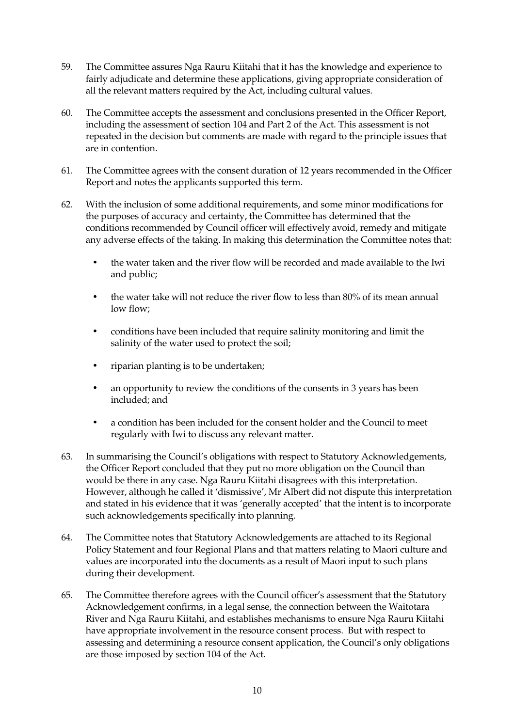59. The Committee assures Nga Rauru Kiitahi that it has the knowledge and experience to fairly adjudicate and determine these applications, giving appropriate consideration of all the relevant matters required by the Act, including cultural values.

60. The Committee accepts the assessment and conclusions presented in the Officer Report, including the assessment of section 104 and Part 2 of the Act. This assessment is not repeated in the decision but comments are made with regard to the principle issues that are in contention.

61. The Committee agrees with the consent duration of 12 years recommended in the Officer Report and notes the applicants supported this term.

62. With the inclusion of some additional requirements, and some minor modifications for the purposes of accuracy and certainty, the Committee has determined that the conditions recommended by Council officer will effectively avoid, remedy and mitigate any adverse effects of the taking. In making this determination the Committee notes that:

    - the water taken and the river flow will be recorded and made available to the Iwi and public;
    - the water take will not reduce the river flow to less than 80% of its mean annual low flow;
    - conditions have been included that require salinity monitoring and limit the salinity of the water used to protect the soil;
    - riparian planting is to be undertaken;
    - an opportunity to review the conditions of the consents in 3 years has been included; and
    - a condition has been included for the consent holder and the Council to meet regularly with Iwi to discuss any relevant matter.

63. In summarising the Council's obligations with respect to Statutory Acknowledgements, the Officer Report concluded that they put no more obligation on the Council than would be there in any case. Nga Rauru Kiitahi disagrees with this interpretation. However, although he called it 'dismissive', Mr Albert did not dispute this interpretation and stated in his evidence that it was 'generally accepted' that the intent is to incorporate such acknowledgements specifically into planning.

64. The Committee notes that Statutory Acknowledgements are attached to its Regional Policy Statement and four Regional Plans and that matters relating to Maori culture and values are incorporated into the documents as a result of Maori input to such plans during their development.

65. The Committee therefore agrees with the Council officer's assessment that the Statutory Acknowledgement confirms, in a legal sense, the connection between the Waitotara River and Nga Rauru Kiitahi, and establishes mechanisms to ensure Nga Rauru Kiitahi have appropriate involvement in the resource consent process. But with respect to assessing and determining a resource consent application, the Council's only obligations are those imposed by section 104 of the Act.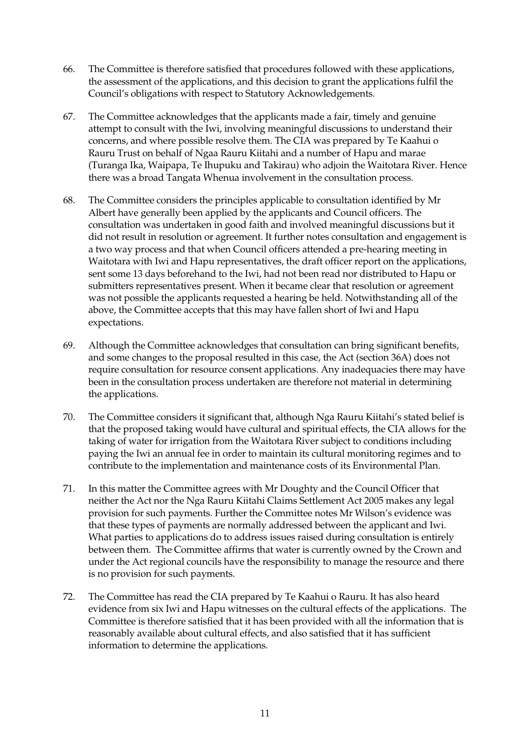66. The Committee is therefore satisfied that procedures followed with these applications, the assessment of the applications, and this decision to grant the applications fulfil the Council's obligations with respect to Statutory Acknowledgements.

67. The Committee acknowledges that the applicants made a fair, timely and genuine attempt to consult with the Iwi, involving meaningful discussions to understand their concerns, and where possible resolve them. The CIA was prepared by Te Kaahui o Rauru Trust on behalf of Ngaa Rauru Kiitahi and a number of Hapu and marae (Turanga Ika, Waipapa, Te Ihupuku and Takirau) who adjoin the Waitotara River. Hence there was a broad Tangata Whenua involvement in the consultation process.

68. The Committee considers the principles applicable to consultation identified by Mr Albert have generally been applied by the applicants and Council officers. The consultation was undertaken in good faith and involved meaningful discussions but it did not result in resolution or agreement. It further notes consultation and engagement is a two way process and that when Council officers attended a pre-hearing meeting in Waitotara with Iwi and Hapu representatives, the draft officer report on the applications, sent some 13 days beforehand to the Iwi, had not been read nor distributed to Hapu or submitters representatives present. When it became clear that resolution or agreement was not possible the applicants requested a hearing be held. Notwithstanding all of the above, the Committee accepts that this may have fallen short of Iwi and Hapu expectations.

69. Although the Committee acknowledges that consultation can bring significant benefits, and some changes to the proposal resulted in this case, the Act (section 36A) does not require consultation for resource consent applications. Any inadequacies there may have been in the consultation process undertaken are therefore not material in determining the applications.

70. The Committee considers it significant that, although Nga Rauru Kiitahi's stated belief is that the proposed taking would have cultural and spiritual effects, the CIA allows for the taking of water for irrigation from the Waitotara River subject to conditions including paying the Iwi an annual fee in order to maintain its cultural monitoring regimes and to contribute to the implementation and maintenance costs of its Environmental Plan.

71. In this matter the Committee agrees with Mr Doughty and the Council Officer that neither the Act nor the Nga Rauru Kiitahi Claims Settlement Act 2005 makes any legal provision for such payments. Further the Committee notes Mr Wilson's evidence was that these types of payments are normally addressed between the applicant and Iwi. What parties to applications do to address issues raised during consultation is entirely between them. The Committee affirms that water is currently owned by the Crown and under the Act regional councils have the responsibility to manage the resource and there is no provision for such payments.

72. The Committee has read the CIA prepared by Te Kaahui o Rauru. It has also heard evidence from six Iwi and Hapu witnesses on the cultural effects of the applications. The Committee is therefore satisfied that it has been provided with all the information that is reasonably available about cultural effects, and also satisfied that it has sufficient information to determine the applications.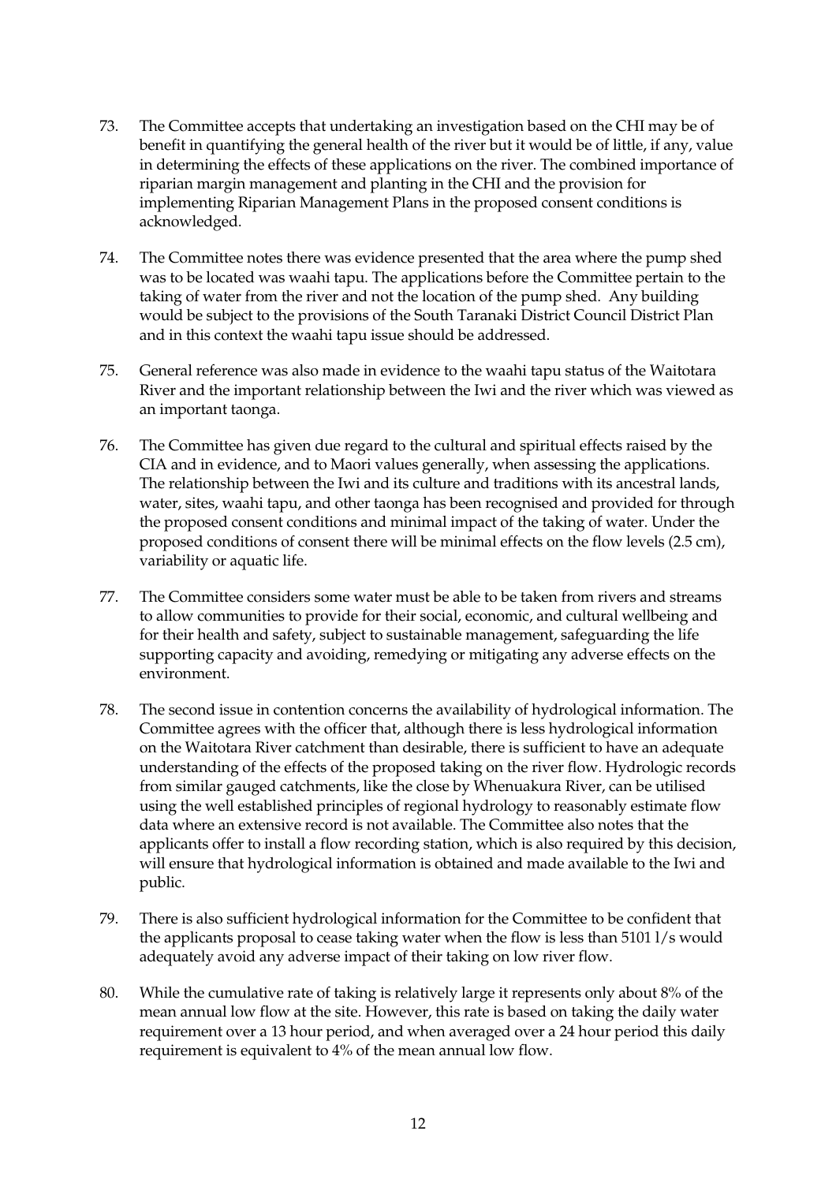73. The Committee accepts that undertaking an investigation based on the CHI may be of benefit in quantifying the general health of the river but it would be of little, if any, value in determining the effects of these applications on the river. The combined importance of riparian margin management and planting in the CHI and the provision for implementing Riparian Management Plans in the proposed consent conditions is acknowledged.

74. The Committee notes there was evidence presented that the area where the pump shed was to be located was waahi tapu. The applications before the Committee pertain to the taking of water from the river and not the location of the pump shed. Any building would be subject to the provisions of the South Taranaki District Council District Plan and in this context the waahi tapu issue should be addressed.

75. General reference was also made in evidence to the waahi tapu status of the Waitotara River and the important relationship between the Iwi and the river which was viewed as an important taonga.

76. The Committee has given due regard to the cultural and spiritual effects raised by the CIA and in evidence, and to Maori values generally, when assessing the applications. The relationship between the Iwi and its culture and traditions with its ancestral lands, water, sites, waahi tapu, and other taonga has been recognised and provided for through the proposed consent conditions and minimal impact of the taking of water. Under the proposed conditions of consent there will be minimal effects on the flow levels (2.5 cm), variability or aquatic life.

77. The Committee considers some water must be able to be taken from rivers and streams to allow communities to provide for their social, economic, and cultural wellbeing and for their health and safety, subject to sustainable management, safeguarding the life supporting capacity and avoiding, remedying or mitigating any adverse effects on the environment.

78. The second issue in contention concerns the availability of hydrological information. The Committee agrees with the officer that, although there is less hydrological information on the Waitotara River catchment than desirable, there is sufficient to have an adequate understanding of the effects of the proposed taking on the river flow. Hydrologic records from similar gauged catchments, like the close by Whenuakura River, can be utilised using the well established principles of regional hydrology to reasonably estimate flow data where an extensive record is not available. The Committee also notes that the applicants offer to install a flow recording station, which is also required by this decision, will ensure that hydrological information is obtained and made available to the Iwi and public.

79. There is also sufficient hydrological information for the Committee to be confident that the applicants proposal to cease taking water when the flow is less than 5101 l/s would adequately avoid any adverse impact of their taking on low river flow.

80. While the cumulative rate of taking is relatively large it represents only about 8% of the mean annual low flow at the site. However, this rate is based on taking the daily water requirement over a 13 hour period, and when averaged over a 24 hour period this daily requirement is equivalent to 4% of the mean annual low flow.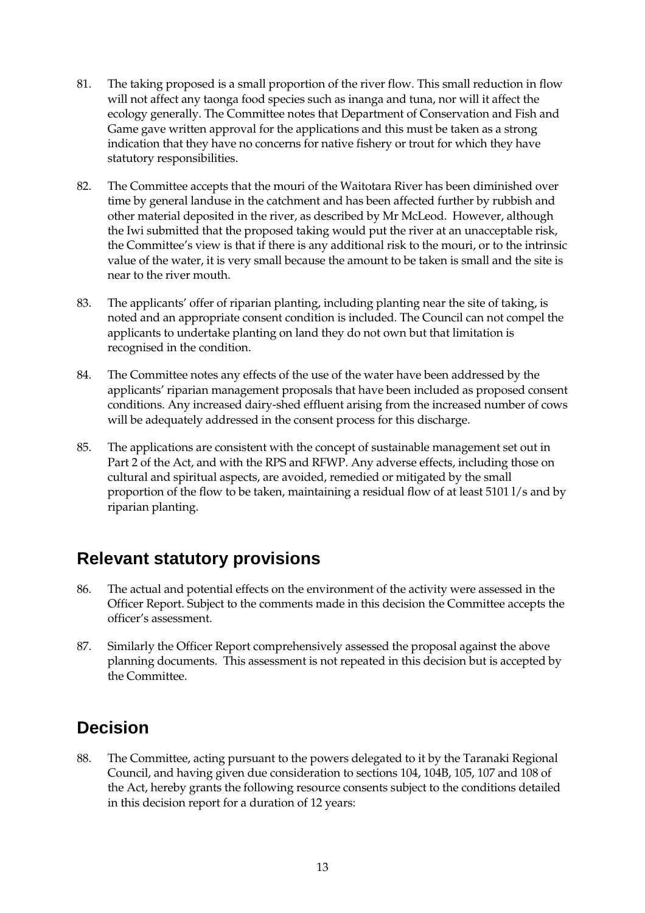81. The taking proposed is a small proportion of the river flow. This small reduction in flow will not affect any taonga food species such as inanga and tuna, nor will it affect the ecology generally. The Committee notes that Department of Conservation and Fish and Game gave written approval for the applications and this must be taken as a strong indication that they have no concerns for native fishery or trout for which they have statutory responsibilities.

82. The Committee accepts that the mouri of the Waitotara River has been diminished over time by general landuse in the catchment and has been affected further by rubbish and other material deposited in the river, as described by Mr McLeod. However, although the Iwi submitted that the proposed taking would put the river at an unacceptable risk, the Committee's view is that if there is any additional risk to the mouri, or to the intrinsic value of the water, it is very small because the amount to be taken is small and the site is near to the river mouth.

83. The applicants' offer of riparian planting, including planting near the site of taking, is noted and an appropriate consent condition is included. The Council can not compel the applicants to undertake planting on land they do not own but that limitation is recognised in the condition.

84. The Committee notes any effects of the use of the water have been addressed by the applicants' riparian management proposals that have been included as proposed consent conditions. Any increased dairy-shed effluent arising from the increased number of cows will be adequately addressed in the consent process for this discharge.

85. The applications are consistent with the concept of sustainable management set out in Part 2 of the Act, and with the RPS and RFWP. Any adverse effects, including those on cultural and spiritual aspects, are avoided, remedied or mitigated by the small proportion of the flow to be taken, maintaining a residual flow of at least 5101 l/s and by riparian planting.

## Relevant statutory provisions

86. The actual and potential effects on the environment of the activity were assessed in the Officer Report. Subject to the comments made in this decision the Committee accepts the officer's assessment.

87. Similarly the Officer Report comprehensively assessed the proposal against the above planning documents. This assessment is not repeated in this decision but is accepted by the Committee.

## Decision

88. The Committee, acting pursuant to the powers delegated to it by the Taranaki Regional Council, and having given due consideration to sections 104, 104B, 105, 107 and 108 of the Act, hereby grants the following resource consents subject to the conditions detailed in this decision report for a duration of 12 years: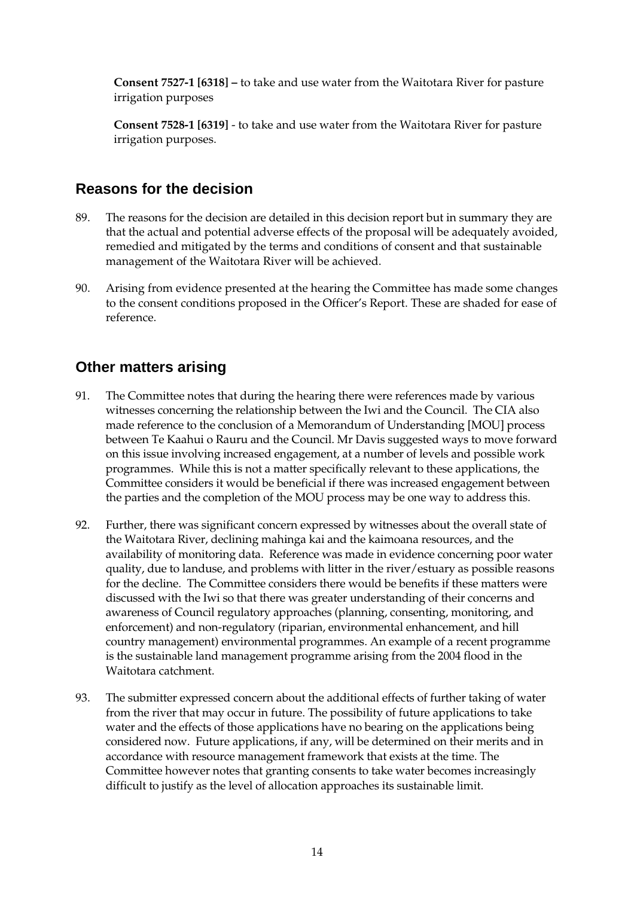**Consent 7527-1 [6318] –** to take and use water from the Waitotara River for pasture irrigation purposes

**Consent 7528-1 [6319]** - to take and use water from the Waitotara River for pasture irrigation purposes.

## Reasons for the decision

89. The reasons for the decision are detailed in this decision report but in summary they are that the actual and potential adverse effects of the proposal will be adequately avoided, remedied and mitigated by the terms and conditions of consent and that sustainable management of the Waitotara River will be achieved.

90. Arising from evidence presented at the hearing the Committee has made some changes to the consent conditions proposed in the Officer's Report. These are shaded for ease of reference.

## Other matters arising

91. The Committee notes that during the hearing there were references made by various witnesses concerning the relationship between the Iwi and the Council. The CIA also made reference to the conclusion of a Memorandum of Understanding [MOU] process between Te Kaahui o Rauru and the Council. Mr Davis suggested ways to move forward on this issue involving increased engagement, at a number of levels and possible work programmes. While this is not a matter specifically relevant to these applications, the Committee considers it would be beneficial if there was increased engagement between the parties and the completion of the MOU process may be one way to address this.

92. Further, there was significant concern expressed by witnesses about the overall state of the Waitotara River, declining mahinga kai and the kaimoana resources, and the availability of monitoring data. Reference was made in evidence concerning poor water quality, due to landuse, and problems with litter in the river/estuary as possible reasons for the decline. The Committee considers there would be benefits if these matters were discussed with the Iwi so that there was greater understanding of their concerns and awareness of Council regulatory approaches (planning, consenting, monitoring, and enforcement) and non-regulatory (riparian, environmental enhancement, and hill country management) environmental programmes. An example of a recent programme is the sustainable land management programme arising from the 2004 flood in the Waitotara catchment.

93. The submitter expressed concern about the additional effects of further taking of water from the river that may occur in future. The possibility of future applications to take water and the effects of those applications have no bearing on the applications being considered now. Future applications, if any, will be determined on their merits and in accordance with resource management framework that exists at the time. The Committee however notes that granting consents to take water becomes increasingly difficult to justify as the level of allocation approaches its sustainable limit.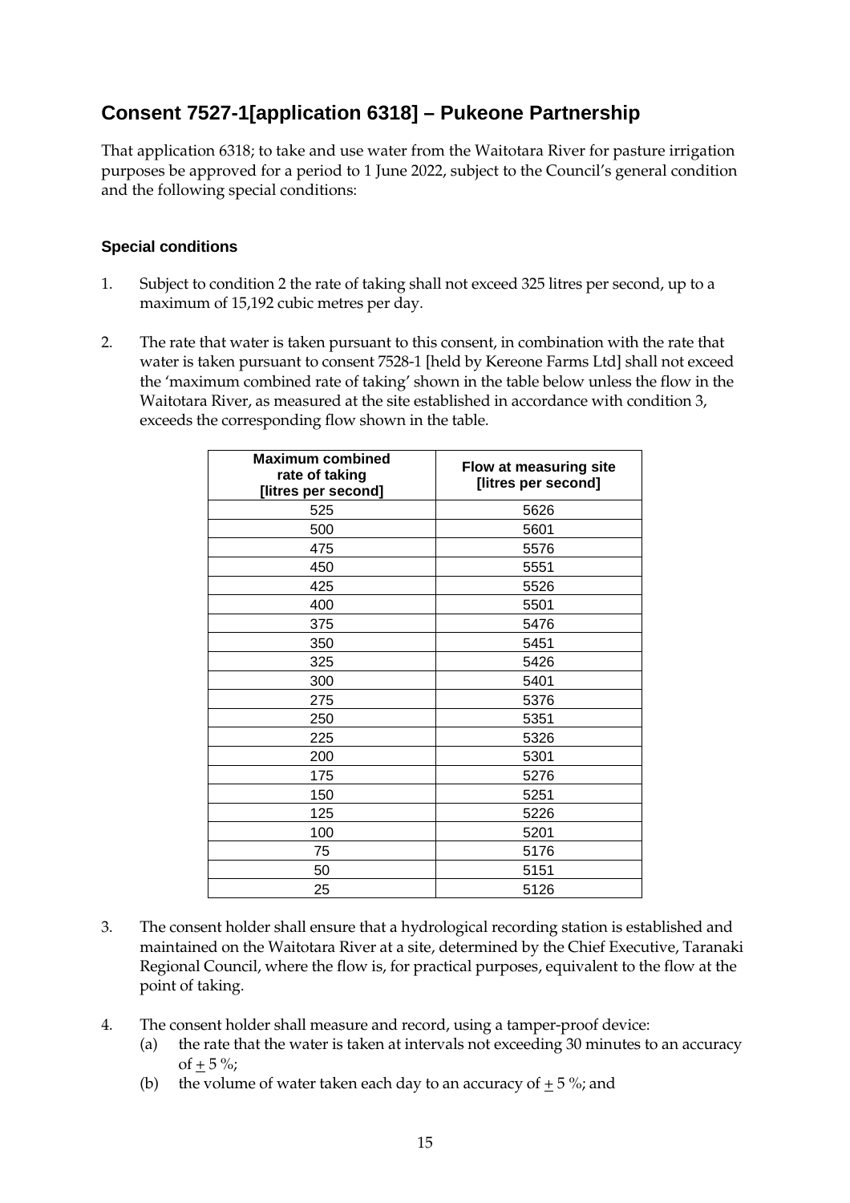## Consent 7527-1[application 6318] – Pukeone Partnership

That application 6318; to take and use water from the Waitotara River for pasture irrigation purposes be approved for a period to 1 June 2022, subject to the Council's general condition and the following special conditions:

### Special conditions

1. Subject to condition 2 the rate of taking shall not exceed 325 litres per second, up to a maximum of 15,192 cubic metres per day.

2. The rate that water is taken pursuant to this consent, in combination with the rate that water is taken pursuant to consent 7528-1 [held by Kereone Farms Ltd] shall not exceed the 'maximum combined rate of taking' shown in the table below unless the flow in the Waitotara River, as measured at the site established in accordance with condition 3, exceeds the corresponding flow shown in the table.

| Maximum combined rate of taking [litres per second] | Flow at measuring site [litres per second] |
|---|---|
| 525 | 5626 |
| 500 | 5601 |
| 475 | 5576 |
| 450 | 5551 |
| 425 | 5526 |
| 400 | 5501 |
| 375 | 5476 |
| 350 | 5451 |
| 325 | 5426 |
| 300 | 5401 |
| 275 | 5376 |
| 250 | 5351 |
| 225 | 5326 |
| 200 | 5301 |
| 175 | 5276 |
| 150 | 5251 |
| 125 | 5226 |
| 100 | 5201 |
| 75 | 5176 |
| 50 | 5151 |
| 25 | 5126 |

3. The consent holder shall ensure that a hydrological recording station is established and maintained on the Waitotara River at a site, determined by the Chief Executive, Taranaki Regional Council, where the flow is, for practical purposes, equivalent to the flow at the point of taking.

4. The consent holder shall measure and record, using a tamper-proof device:
   (a) the rate that the water is taken at intervals not exceeding 30 minutes to an accuracy of $\pm$ 5 %;
   (b) the volume of water taken each day to an accuracy of $\pm$ 5 %; and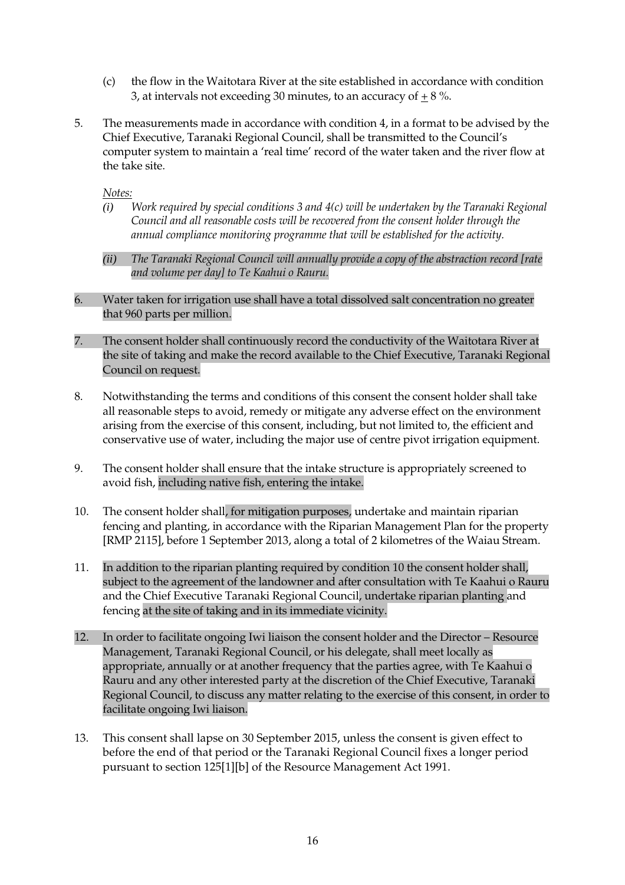(c) the flow in the Waitotara River at the site established in accordance with condition 3, at intervals not exceeding 30 minutes, to an accuracy of $\pm$ 8 %.

5. The measurements made in accordance with condition 4, in a format to be advised by the Chief Executive, Taranaki Regional Council, shall be transmitted to the Council's computer system to maintain a 'real time' record of the water taken and the river flow at the take site.

   *Notes:*

   *(i) Work required by special conditions 3 and 4(c) will be undertaken by the Taranaki Regional Council and all reasonable costs will be recovered from the consent holder through the annual compliance monitoring programme that will be established for the activity.*

   *(ii) The Taranaki Regional Council will annually provide a copy of the abstraction record [rate and volume per day] to Te Kaahui o Rauru.*

6. Water taken for irrigation use shall have a total dissolved salt concentration no greater that 960 parts per million.

7. The consent holder shall continuously record the conductivity of the Waitotara River at the site of taking and make the record available to the Chief Executive, Taranaki Regional Council on request.

8. Notwithstanding the terms and conditions of this consent the consent holder shall take all reasonable steps to avoid, remedy or mitigate any adverse effect on the environment arising from the exercise of this consent, including, but not limited to, the efficient and conservative use of water, including the major use of centre pivot irrigation equipment.

9. The consent holder shall ensure that the intake structure is appropriately screened to avoid fish, including native fish, entering the intake.

10. The consent holder shall, for mitigation purposes, undertake and maintain riparian fencing and planting, in accordance with the Riparian Management Plan for the property [RMP 2115], before 1 September 2013, along a total of 2 kilometres of the Waiau Stream.

11. In addition to the riparian planting required by condition 10 the consent holder shall, subject to the agreement of the landowner and after consultation with Te Kaahui o Rauru and the Chief Executive Taranaki Regional Council, undertake riparian planting and fencing at the site of taking and in its immediate vicinity.

12. In order to facilitate ongoing Iwi liaison the consent holder and the Director – Resource Management, Taranaki Regional Council, or his delegate, shall meet locally as appropriate, annually or at another frequency that the parties agree, with Te Kaahui o Rauru and any other interested party at the discretion of the Chief Executive, Taranaki Regional Council, to discuss any matter relating to the exercise of this consent, in order to facilitate ongoing Iwi liaison.

13. This consent shall lapse on 30 September 2015, unless the consent is given effect to before the end of that period or the Taranaki Regional Council fixes a longer period pursuant to section 125[1][b] of the Resource Management Act 1991.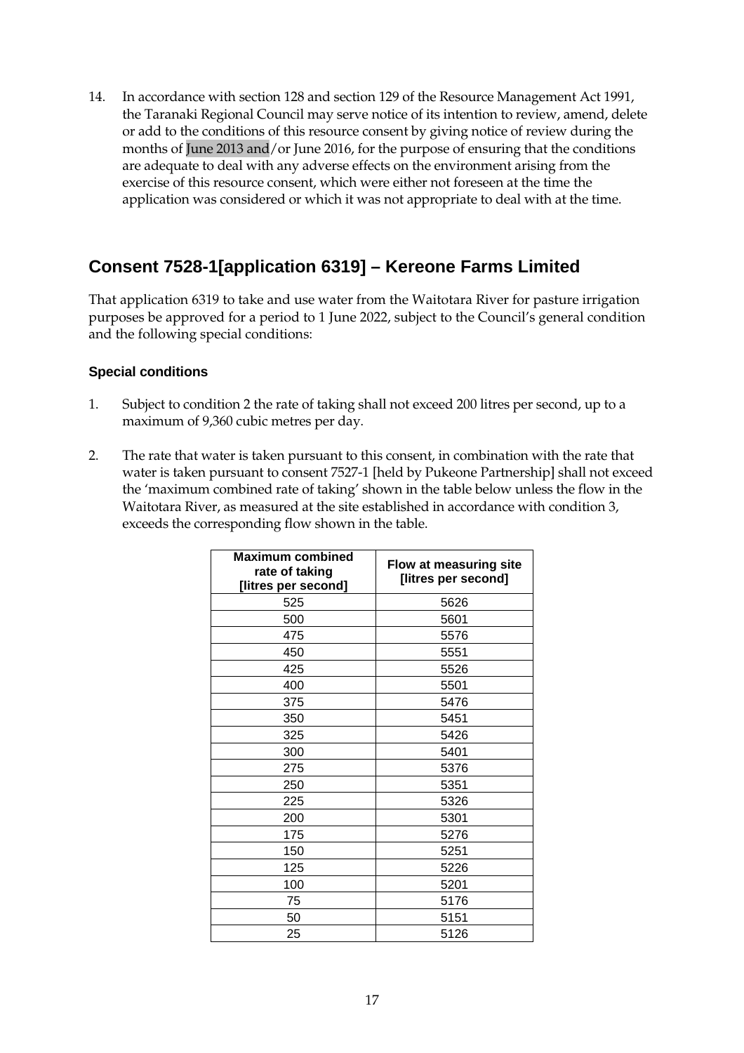14. In accordance with section 128 and section 129 of the Resource Management Act 1991, the Taranaki Regional Council may serve notice of its intention to review, amend, delete or add to the conditions of this resource consent by giving notice of review during the months of June 2013 and/or June 2016, for the purpose of ensuring that the conditions are adequate to deal with any adverse effects on the environment arising from the exercise of this resource consent, which were either not foreseen at the time the application was considered or which it was not appropriate to deal with at the time.

## Consent 7528-1[application 6319] – Kereone Farms Limited

That application 6319 to take and use water from the Waitotara River for pasture irrigation purposes be approved for a period to 1 June 2022, subject to the Council's general condition and the following special conditions:

### Special conditions

1. Subject to condition 2 the rate of taking shall not exceed 200 litres per second, up to a maximum of 9,360 cubic metres per day.

2. The rate that water is taken pursuant to this consent, in combination with the rate that water is taken pursuant to consent 7527-1 [held by Pukeone Partnership] shall not exceed the 'maximum combined rate of taking' shown in the table below unless the flow in the Waitotara River, as measured at the site established in accordance with condition 3, exceeds the corresponding flow shown in the table.

| Maximum combined rate of taking [litres per second] | Flow at measuring site [litres per second] |
|---|---|
| 525 | 5626 |
| 500 | 5601 |
| 475 | 5576 |
| 450 | 5551 |
| 425 | 5526 |
| 400 | 5501 |
| 375 | 5476 |
| 350 | 5451 |
| 325 | 5426 |
| 300 | 5401 |
| 275 | 5376 |
| 250 | 5351 |
| 225 | 5326 |
| 200 | 5301 |
| 175 | 5276 |
| 150 | 5251 |
| 125 | 5226 |
| 100 | 5201 |
| 75 | 5176 |
| 50 | 5151 |
| 25 | 5126 |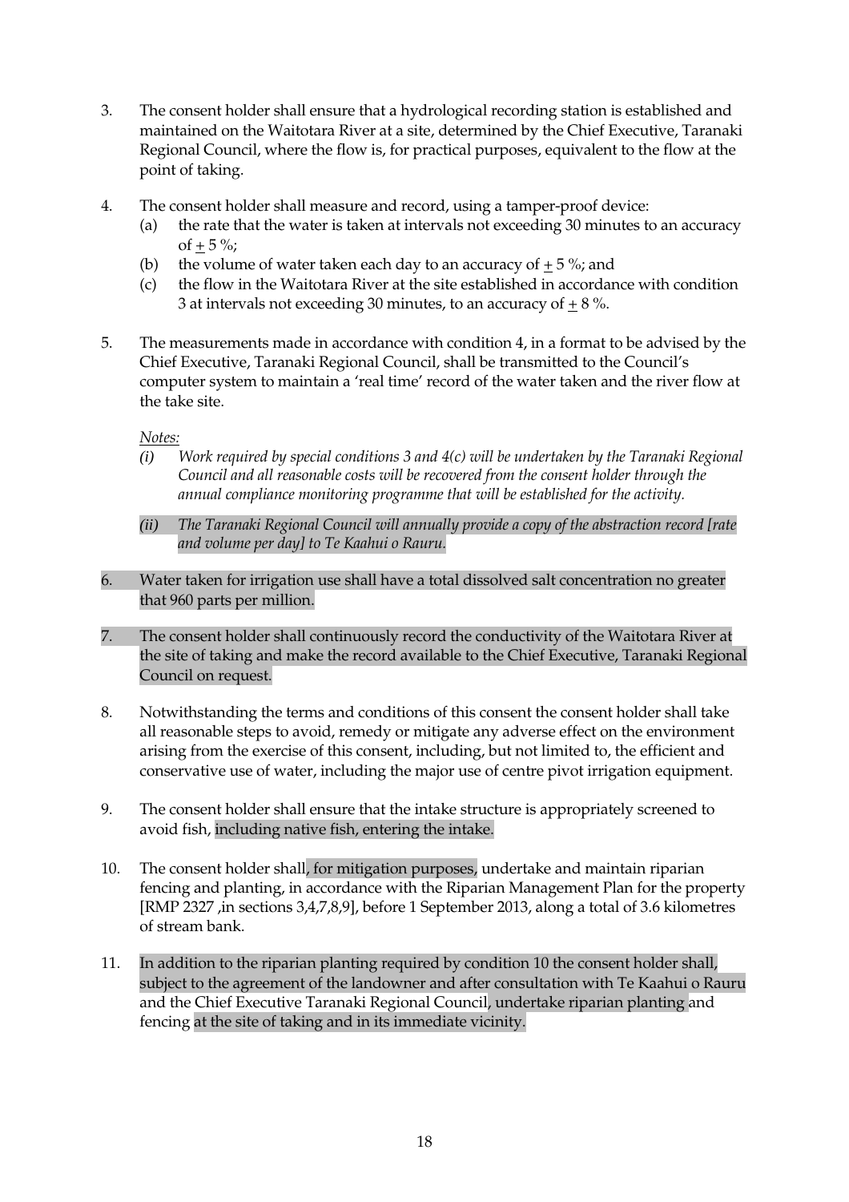3. The consent holder shall ensure that a hydrological recording station is established and maintained on the Waitotara River at a site, determined by the Chief Executive, Taranaki Regional Council, where the flow is, for practical purposes, equivalent to the flow at the point of taking.

4. The consent holder shall measure and record, using a tamper-proof device:
   (a) the rate that the water is taken at intervals not exceeding 30 minutes to an accuracy of ± 5 %;
   (b) the volume of water taken each day to an accuracy of ± 5 %; and
   (c) the flow in the Waitotara River at the site established in accordance with condition 3 at intervals not exceeding 30 minutes, to an accuracy of ± 8 %.

5. The measurements made in accordance with condition 4, in a format to be advised by the Chief Executive, Taranaki Regional Council, shall be transmitted to the Council's computer system to maintain a 'real time' record of the water taken and the river flow at the take site.

   <u>*Notes:*</u>
   *(i) Work required by special conditions 3 and 4(c) will be undertaken by the Taranaki Regional Council and all reasonable costs will be recovered from the consent holder through the annual compliance monitoring programme that will be established for the activity.*

   *(ii) The Taranaki Regional Council will annually provide a copy of the abstraction record [rate and volume per day] to Te Kaahui o Rauru.*

6. Water taken for irrigation use shall have a total dissolved salt concentration no greater that 960 parts per million.

7. The consent holder shall continuously record the conductivity of the Waitotara River at the site of taking and make the record available to the Chief Executive, Taranaki Regional Council on request.

8. Notwithstanding the terms and conditions of this consent the consent holder shall take all reasonable steps to avoid, remedy or mitigate any adverse effect on the environment arising from the exercise of this consent, including, but not limited to, the efficient and conservative use of water, including the major use of centre pivot irrigation equipment.

9. The consent holder shall ensure that the intake structure is appropriately screened to avoid fish, including native fish, entering the intake.

10. The consent holder shall, for mitigation purposes, undertake and maintain riparian fencing and planting, in accordance with the Riparian Management Plan for the property [RMP 2327 ,in sections 3,4,7,8,9], before 1 September 2013, along a total of 3.6 kilometres of stream bank.

11. In addition to the riparian planting required by condition 10 the consent holder shall, subject to the agreement of the landowner and after consultation with Te Kaahui o Rauru and the Chief Executive Taranaki Regional Council, undertake riparian planting and fencing at the site of taking and in its immediate vicinity.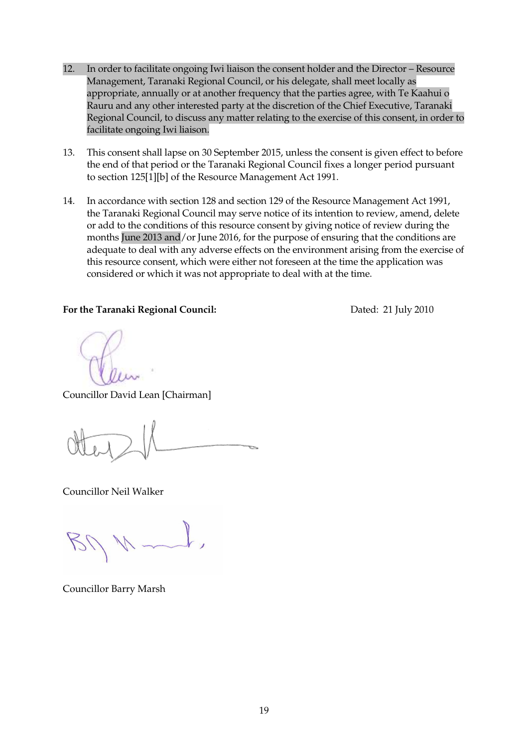12. In order to facilitate ongoing Iwi liaison the consent holder and the Director – Resource Management, Taranaki Regional Council, or his delegate, shall meet locally as appropriate, annually or at another frequency that the parties agree, with Te Kaahui o Rauru and any other interested party at the discretion of the Chief Executive, Taranaki Regional Council, to discuss any matter relating to the exercise of this consent, in order to facilitate ongoing Iwi liaison.

13. This consent shall lapse on 30 September 2015, unless the consent is given effect to before the end of that period or the Taranaki Regional Council fixes a longer period pursuant to section 125[1][b] of the Resource Management Act 1991.

14. In accordance with section 128 and section 129 of the Resource Management Act 1991, the Taranaki Regional Council may serve notice of its intention to review, amend, delete or add to the conditions of this resource consent by giving notice of review during the months June 2013 and/or June 2016, for the purpose of ensuring that the conditions are adequate to deal with any adverse effects on the environment arising from the exercise of this resource consent, which were either not foreseen at the time the application was considered or which it was not appropriate to deal with at the time.

**For the Taranaki Regional Council:** Dated: 21 July 2010

Councillor David Lean [Chairman]

Councillor Neil Walker

Councillor Barry Marsh